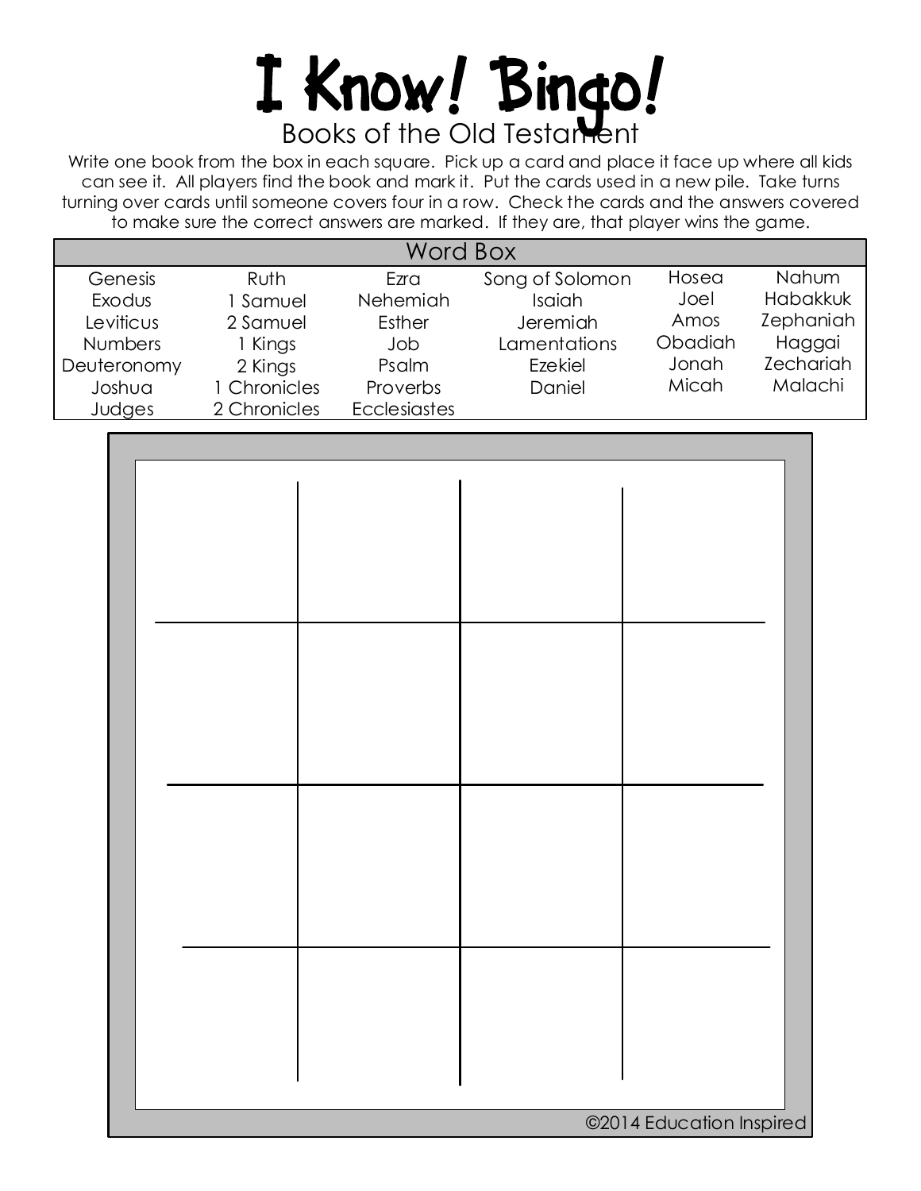# I Know! Bingo!

## Books of the Old Testament

Write one book from the box in each square. Pick up a card and place it face up where all kids can see it. All players find the book and mark it. Put the cards used in a new pile. Take turns turning over cards until someone covers four in a row. Check the cards and the answers covered to make sure the correct answers are marked. If they are, that player wins the game.

| Word Box | | | | | |
|---|---|---|---|---|---|
| Genesis | Ruth | Ezra | Song of Solomon | Hosea | Nahum |
| Exodus | 1 Samuel | Nehemiah | Isaiah | Joel | Habakkuk |
| Leviticus | 2 Samuel | Esther | Jeremiah | Amos | Zephaniah |
| Numbers | 1 Kings | Job | Lamentations | Obadiah | Haggai |
| Deuteronomy | 2 Kings | Psalm | Ezekiel | Jonah | Zechariah |
| Joshua | 1 Chronicles | Proverbs | Daniel | Micah | Malachi |
| Judges | 2 Chronicles | Ecclesiastes | | | |

| | | | |
|---|---|---|---|
| | | | |
| | | | |
| | | | |
| | | | |

©2014 Education Inspired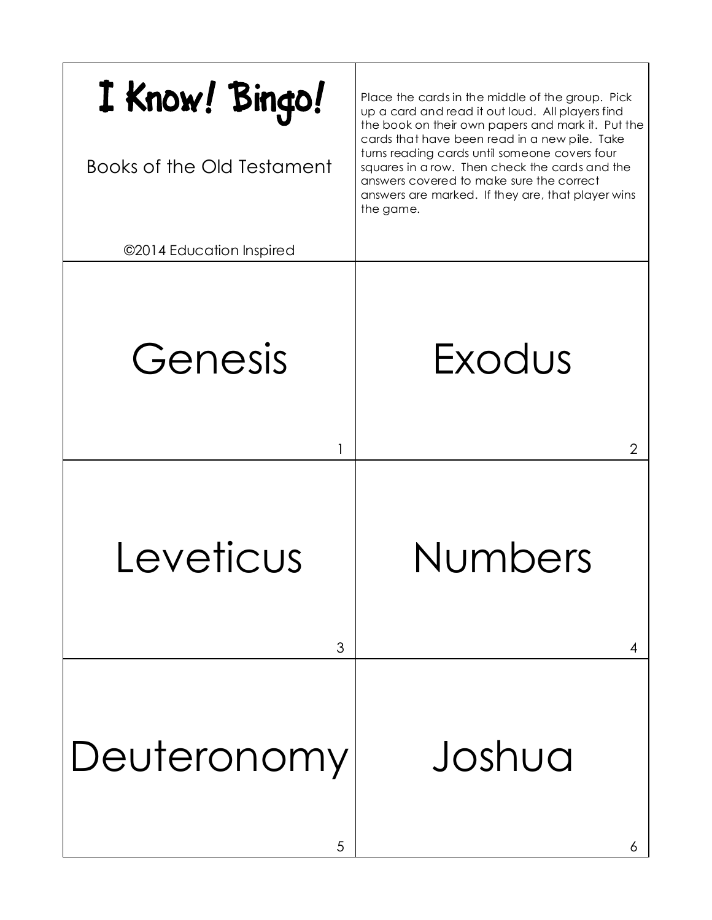# I Know! Bingo!

Books of the Old Testament

©2014 Education Inspired

Place the cards in the middle of the group. Pick up a card and read it out loud. All players find the book on their own papers and mark it. Put the cards that have been read in a new pile. Take turns reading cards until someone covers four squares in a row. Then check the cards and the answers covered to make sure the correct answers are marked. If they are, that player wins the game.

| | |
|---|---|
| Genesis<br>1 | Exodus<br>2 |
| Leveticus<br>3 | Numbers<br>4 |
| Deuteronomy<br>5 | Joshua<br>6 |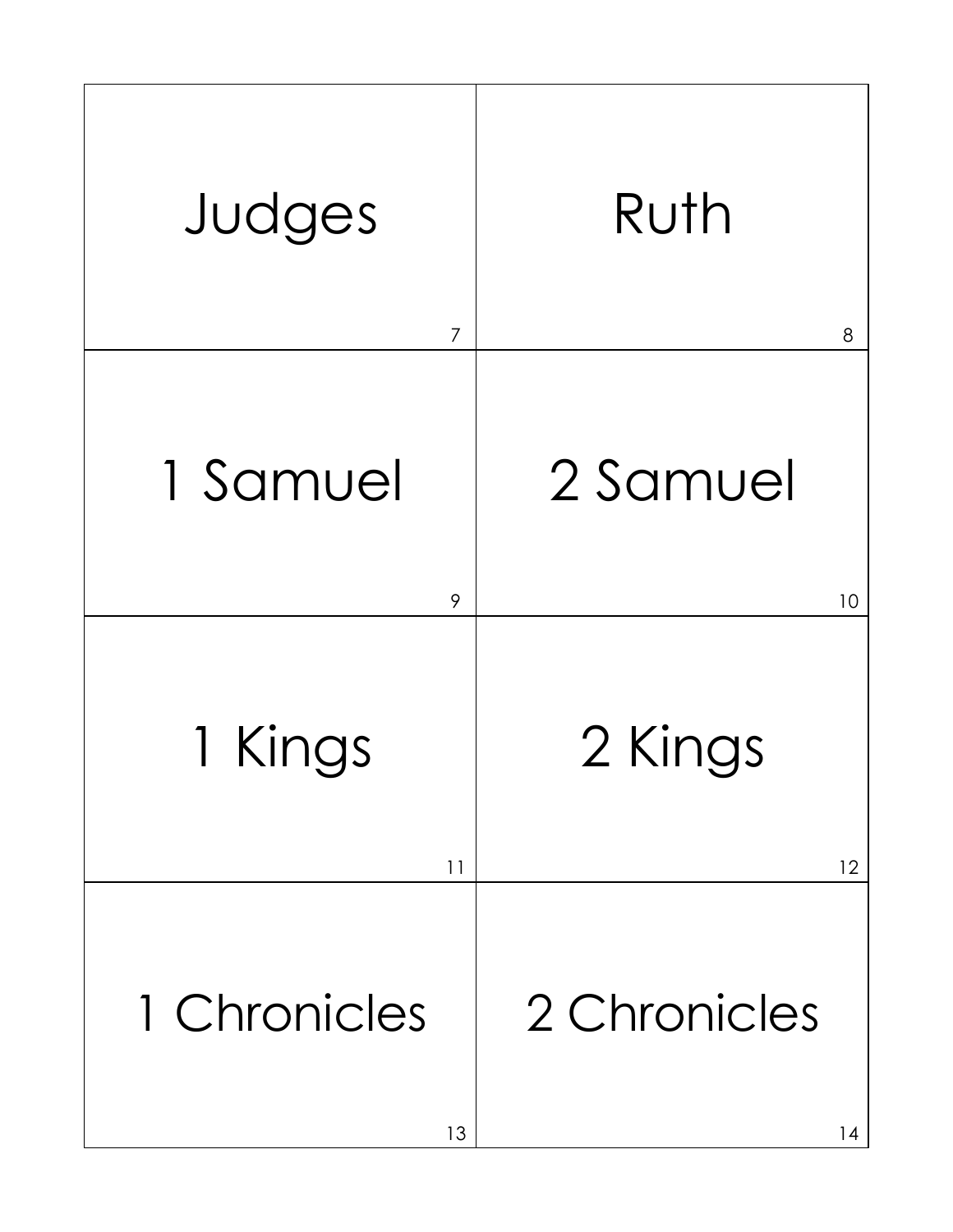| | |
|---|---|
| Judges<br><br>7 | Ruth<br><br>8 |
| 1 Samuel<br><br>9 | 2 Samuel<br><br>10 |
| 1 Kings<br><br>11 | 2 Kings<br><br>12 |
| 1 Chronicles<br><br>13 | 2 Chronicles<br><br>14 |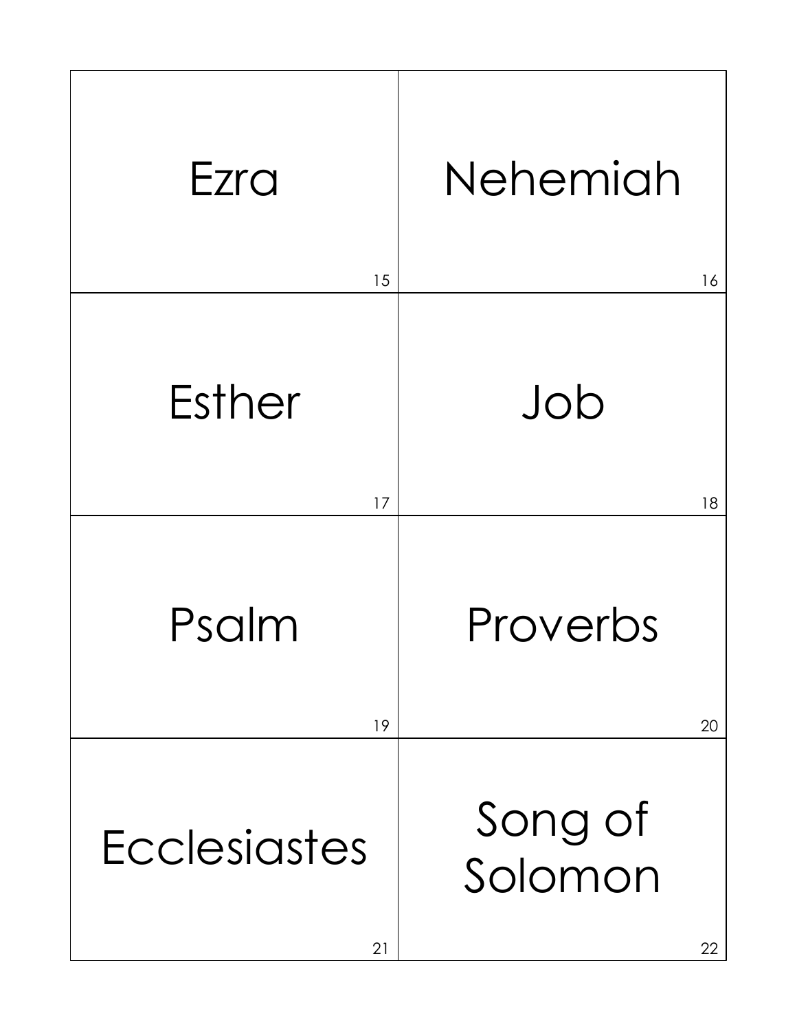| | |
|---|---|
| Ezra<br><br>15 | Nehemiah<br><br>16 |
| Esther<br><br>17 | Job<br><br>18 |
| Psalm<br><br>19 | Proverbs<br><br>20 |
| Ecclesiastes<br><br>21 | Song of Solomon<br><br>22 |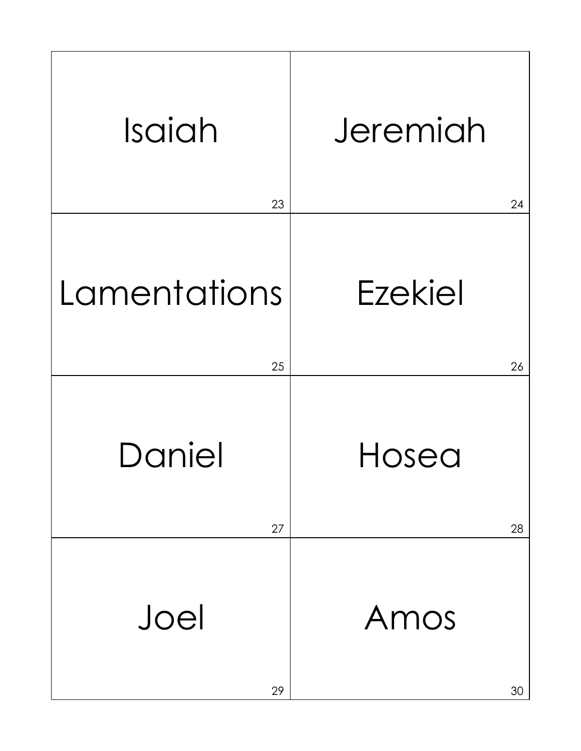| | |
|---|---|
| Isaiah<br>23 | Jeremiah<br>24 |
| Lamentations<br>25 | Ezekiel<br>26 |
| Daniel<br>27 | Hosea<br>28 |
| Joel<br>29 | Amos<br>30 |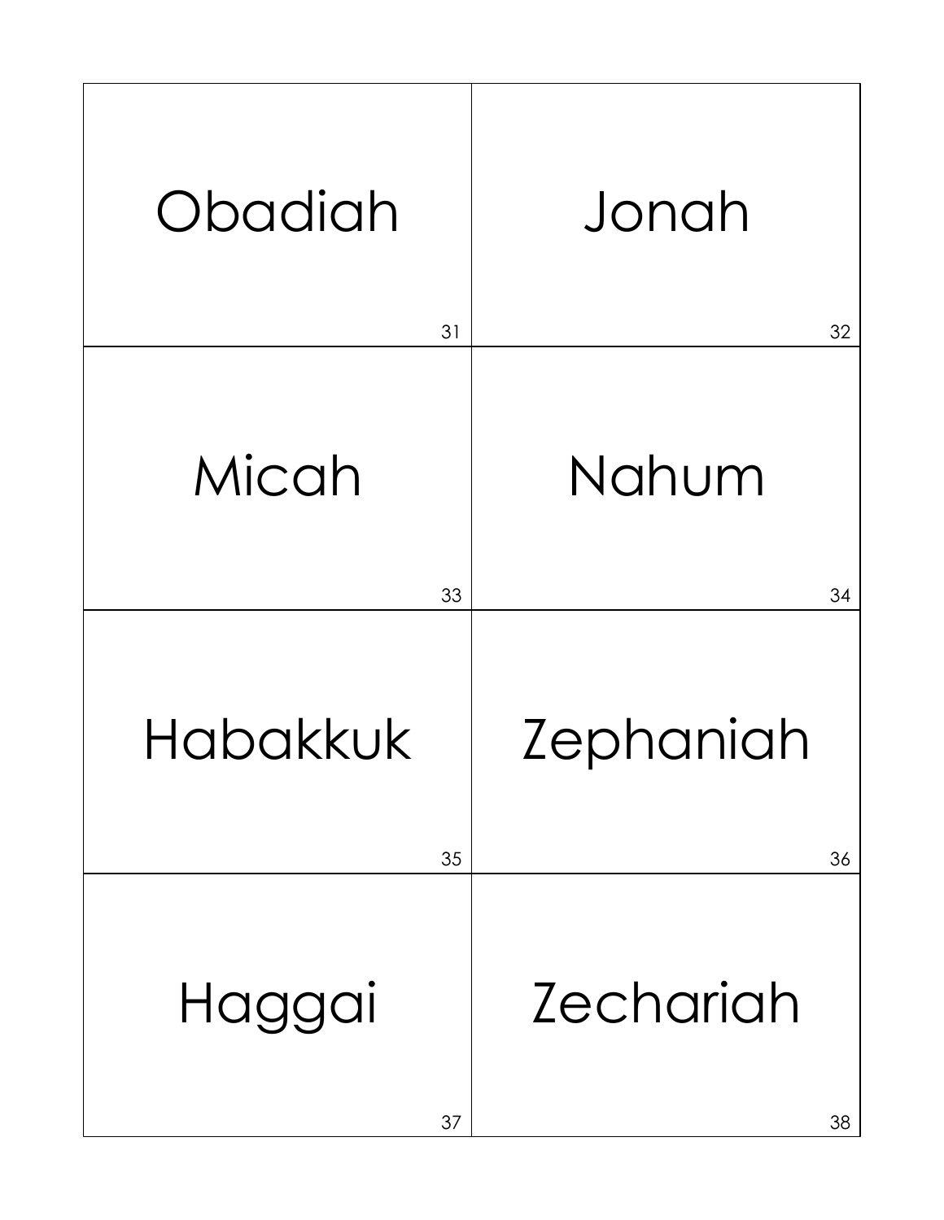| | |
|---|---|
| Obadiah<br>31 | Jonah<br>32 |
| Micah<br>33 | Nahum<br>34 |
| Habakkuk<br>35 | Zephaniah<br>36 |
| Haggai<br>37 | Zechariah<br>38 |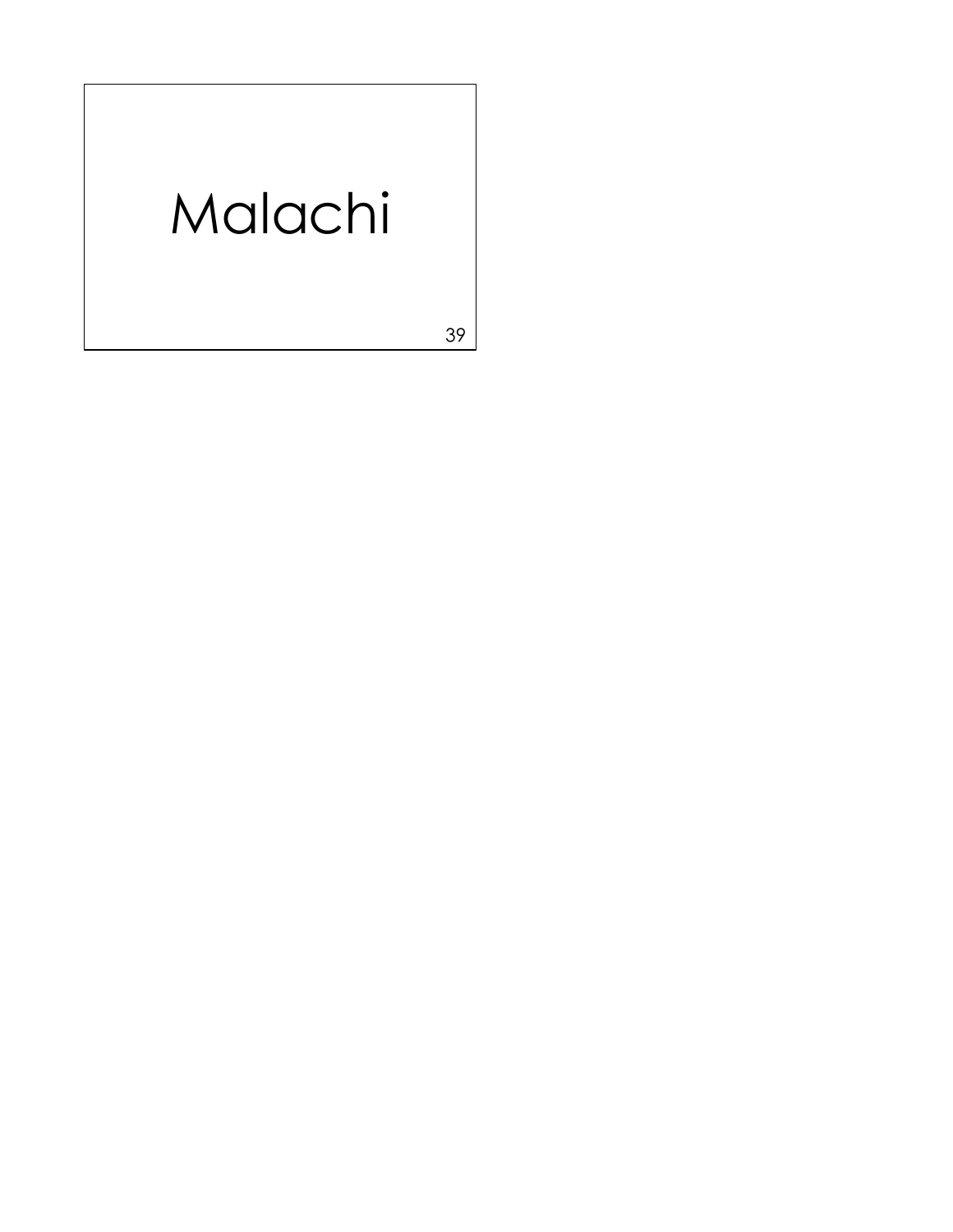# Malachi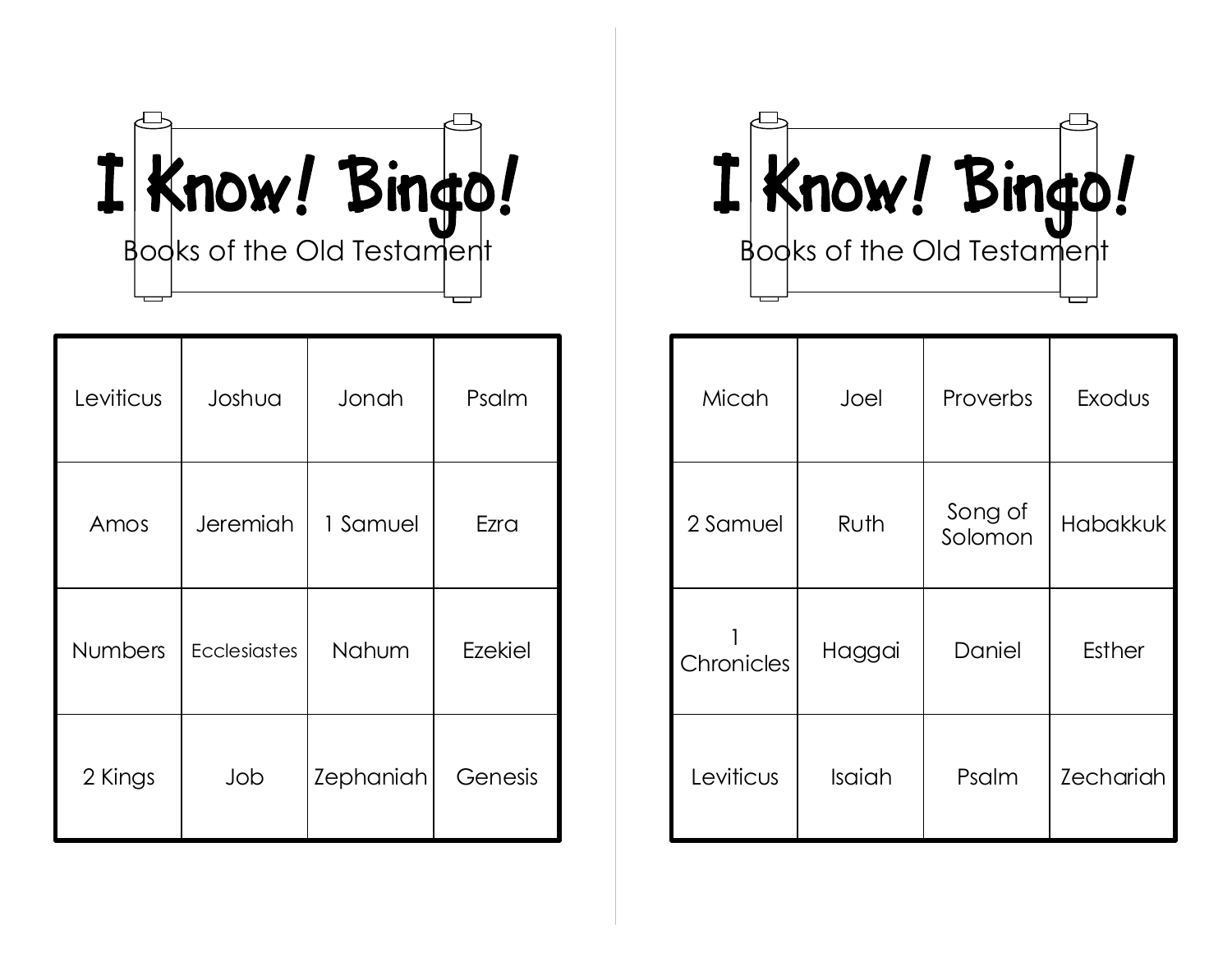# I Know! Bingo!

Books of the Old Testament

| | | | |
|---|---|---|---|
| Leviticus | Joshua | Jonah | Psalm |
| Amos | Jeremiah | 1 Samuel | Ezra |
| Numbers | Ecclesiastes | Nahum | Ezekiel |
| 2 Kings | Job | Zephaniah | Genesis |

# I Know! Bingo!

Books of the Old Testament

| | | | |
|---|---|---|---|
| Micah | Joel | Proverbs | Exodus |
| 2 Samuel | Ruth | Song of Solomon | Habakkuk |
| 1 Chronicles | Haggai | Daniel | Esther |
| Leviticus | Isaiah | Psalm | Zechariah |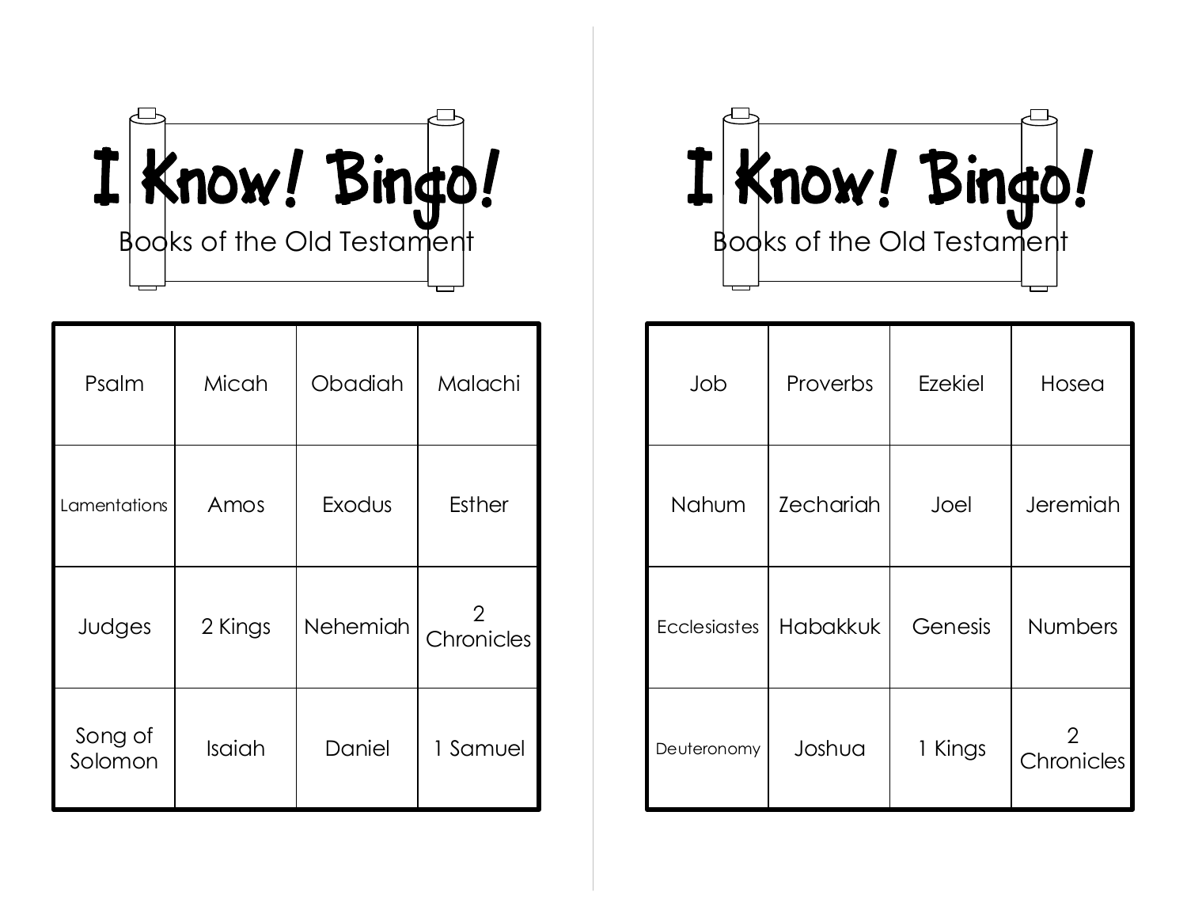# I Know! Bingo!

## Books of the Old Testament

| Psalm | Micah | Obadiah | Malachi |
|---|---|---|---|
| Lamentations | Amos | Exodus | Esther |
| Judges | 2 Kings | Nehemiah | 2 Chronicles |
| Song of Solomon | Isaiah | Daniel | 1 Samuel |

# I Know! Bingo!

## Books of the Old Testament

| Job | Proverbs | Ezekiel | Hosea |
|---|---|---|---|
| Nahum | Zechariah | Joel | Jeremiah |
| Ecclesiastes | Habakkuk | Genesis | Numbers |
| Deuteronomy | Joshua | 1 Kings | 2 Chronicles |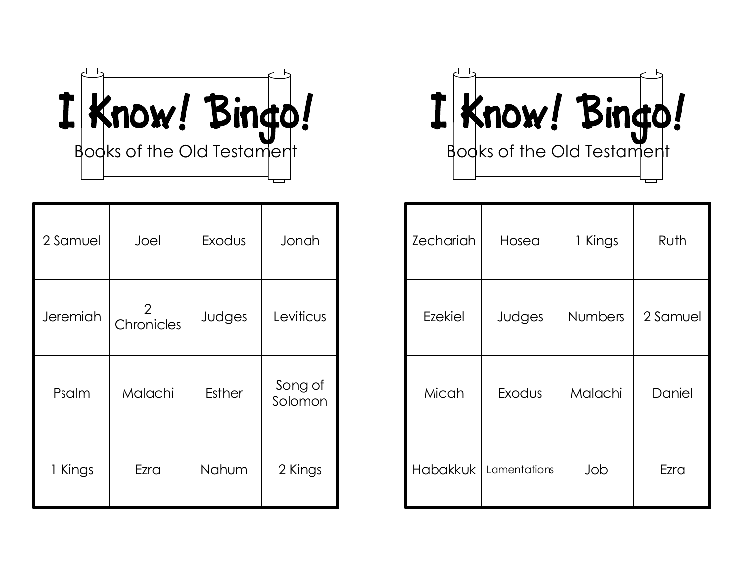# I Know! Bingo!

Books of the Old Testament

| 2 Samuel | Joel | Exodus | Jonah |
| --- | --- | --- | --- |
| Jeremiah | 2 Chronicles | Judges | Leviticus |
| Psalm | Malachi | Esther | Song of Solomon |
| 1 Kings | Ezra | Nahum | 2 Kings |

# I Know! Bingo!

Books of the Old Testament

| Zechariah | Hosea | 1 Kings | Ruth |
| --- | --- | --- | --- |
| Ezekiel | Judges | Numbers | 2 Samuel |
| Micah | Exodus | Malachi | Daniel |
| Habakkuk | Lamentations | Job | Ezra |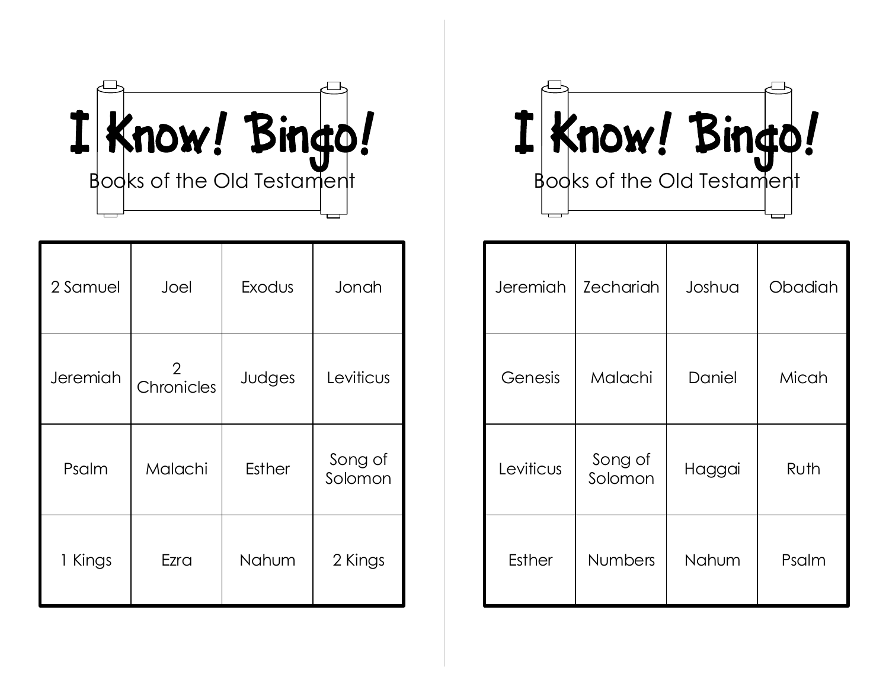# I Know! Bingo!

## Books of the Old Testament

| | | | |
|---|---|---|---|
| 2 Samuel | Joel | Exodus | Jonah |
| Jeremiah | 2 Chronicles | Judges | Leviticus |
| Psalm | Malachi | Esther | Song of Solomon |
| 1 Kings | Ezra | Nahum | 2 Kings |

# I Know! Bingo!

## Books of the Old Testament

| | | | |
|---|---|---|---|
| Jeremiah | Zechariah | Joshua | Obadiah |
| Genesis | Malachi | Daniel | Micah |
| Leviticus | Song of Solomon | Haggai | Ruth |
| Esther | Numbers | Nahum | Psalm |